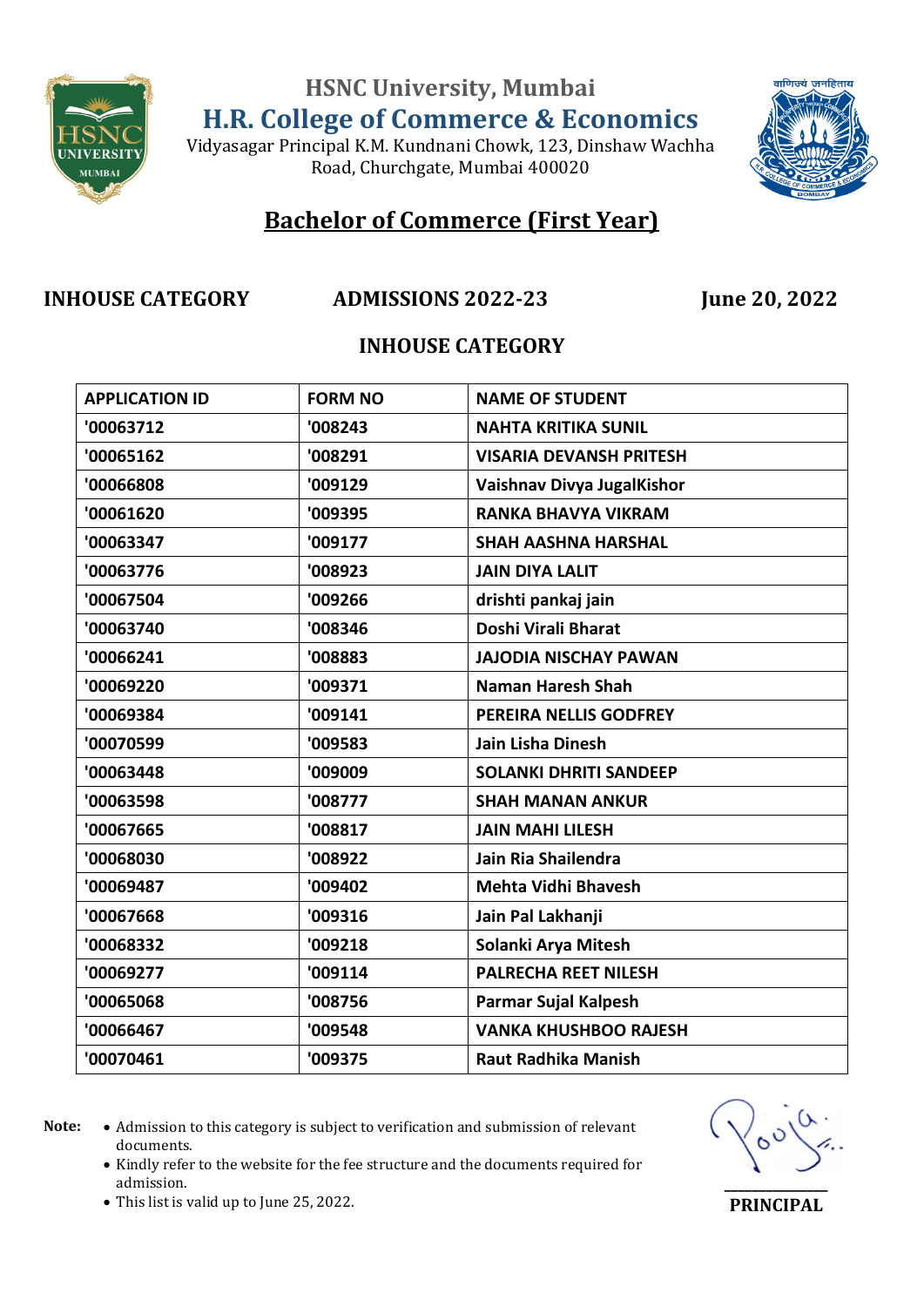# HSNC University, Mumbai

## H.R. College of Commerce & Economics

Vidyasagar Principal K.M. Kundnani Chowk, 123, Dinshaw Wachha Road, Churchgate, Mumbai 400020

## Bachelor of Commerce (First Year)

**INHOUSE CATEGORY** **ADMISSIONS 2022-23** **June 20, 2022**

### INHOUSE CATEGORY

| APPLICATION ID | FORM NO | NAME OF STUDENT |
|---|---|---|
| '00063712 | '008243 | NAHTA KRITIKA SUNIL |
| '00065162 | '008291 | VISARIA DEVANSH PRITESH |
| '00066808 | '009129 | Vaishnav Divya JugalKishor |
| '00061620 | '009395 | RANKA BHAVYA VIKRAM |
| '00063347 | '009177 | SHAH AASHNA HARSHAL |
| '00063776 | '008923 | JAIN DIYA LALIT |
| '00067504 | '009266 | drishti pankaj jain |
| '00063740 | '008346 | Doshi Virali Bharat |
| '00066241 | '008883 | JAJODIA NISCHAY PAWAN |
| '00069220 | '009371 | Naman Haresh Shah |
| '00069384 | '009141 | PEREIRA NELLIS GODFREY |
| '00070599 | '009583 | Jain Lisha Dinesh |
| '00063448 | '009009 | SOLANKI DHRITI SANDEEP |
| '00063598 | '008777 | SHAH MANAN ANKUR |
| '00067665 | '008817 | JAIN MAHI LILESH |
| '00068030 | '008922 | Jain Ria Shailendra |
| '00069487 | '009402 | Mehta Vidhi Bhavesh |
| '00067668 | '009316 | Jain Pal Lakhanji |
| '00068332 | '009218 | Solanki Arya Mitesh |
| '00069277 | '009114 | PALRECHA REET NILESH |
| '00065068 | '008756 | Parmar Sujal Kalpesh |
| '00066467 | '009548 | VANKA KHUSHBOO RAJESH |
| '00070461 | '009375 | Raut Radhika Manish |

**Note:**

- Admission to this category is subject to verification and submission of relevant documents.
- Kindly refer to the website for the fee structure and the documents required for admission.
- This list is valid up to June 25, 2022.

**PRINCIPAL**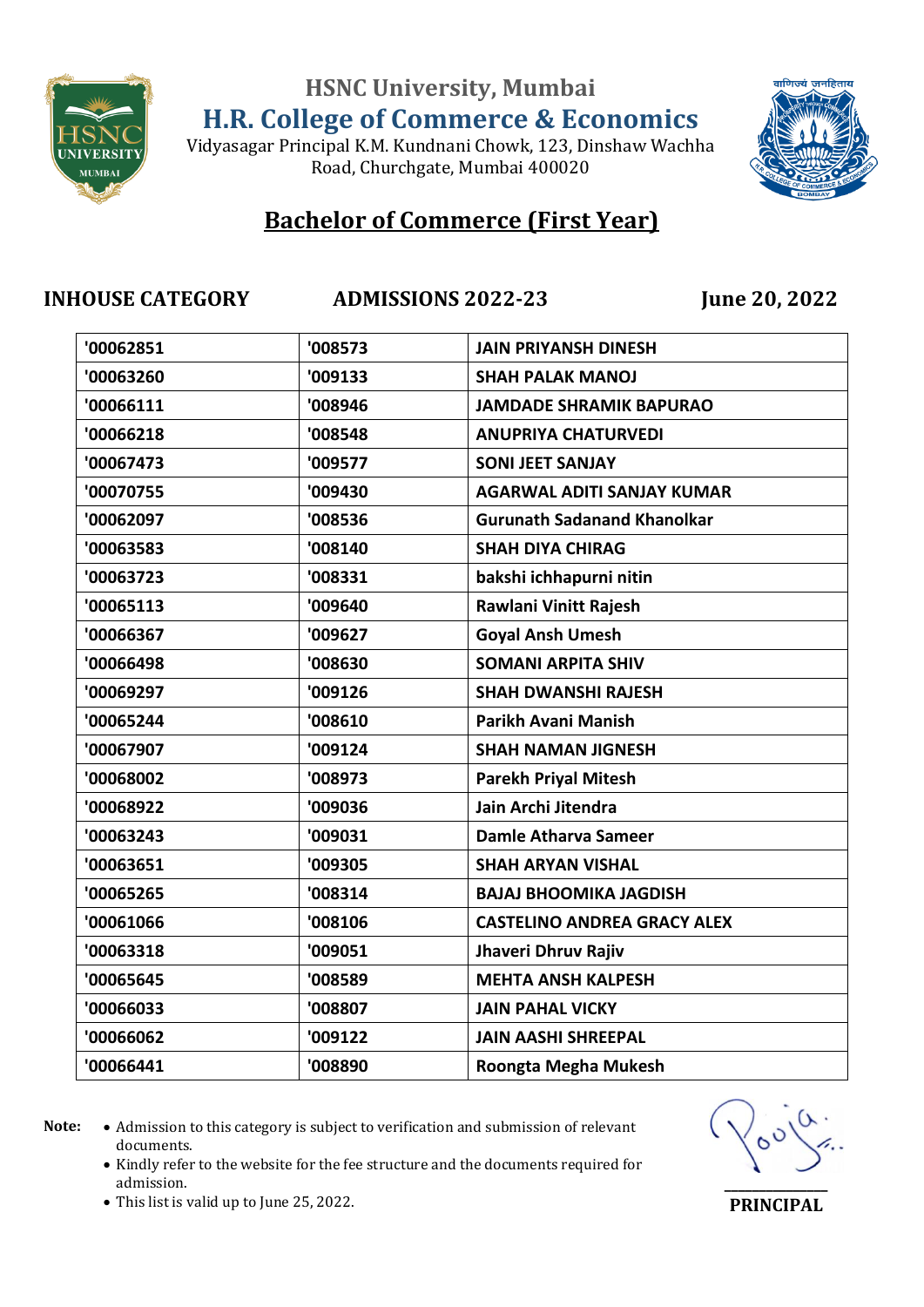# HSNC University, Mumbai

# H.R. College of Commerce & Economics

Vidyasagar Principal K.M. Kundnani Chowk, 123, Dinshaw Wachha Road, Churchgate, Mumbai 400020

## Bachelor of Commerce (First Year)

**INHOUSE CATEGORY** **ADMISSIONS 2022-23** **June 20, 2022**

| | | |
|---|---|---|
| '00062851 | '008573 | JAIN PRIYANSH DINESH |
| '00063260 | '009133 | SHAH PALAK MANOJ |
| '00066111 | '008946 | JAMDADE SHRAMIK BAPURAO |
| '00066218 | '008548 | ANUPRIYA CHATURVEDI |
| '00067473 | '009577 | SONI JEET SANJAY |
| '00070755 | '009430 | AGARWAL ADITI SANJAY KUMAR |
| '00062097 | '008536 | Gurunath Sadanand Khanolkar |
| '00063583 | '008140 | SHAH DIYA CHIRAG |
| '00063723 | '008331 | bakshi ichhapurni nitin |
| '00065113 | '009640 | Rawlani Vinitt Rajesh |
| '00066367 | '009627 | Goyal Ansh Umesh |
| '00066498 | '008630 | SOMANI ARPITA SHIV |
| '00069297 | '009126 | SHAH DWANSHI RAJESH |
| '00065244 | '008610 | Parikh Avani Manish |
| '00067907 | '009124 | SHAH NAMAN JIGNESH |
| '00068002 | '008973 | Parekh Priyal Mitesh |
| '00068922 | '009036 | Jain Archi Jitendra |
| '00063243 | '009031 | Damle Atharva Sameer |
| '00063651 | '009305 | SHAH ARYAN VISHAL |
| '00065265 | '008314 | BAJAJ BHOOMIKA JAGDISH |
| '00061066 | '008106 | CASTELINO ANDREA GRACY ALEX |
| '00063318 | '009051 | Jhaveri Dhruv Rajiv |
| '00065645 | '008589 | MEHTA ANSH KALPESH |
| '00066033 | '008807 | JAIN PAHAL VICKY |
| '00066062 | '009122 | JAIN AASHI SHREEPAL |
| '00066441 | '008890 | Roongta Megha Mukesh |

**Note:**

- Admission to this category is subject to verification and submission of relevant documents.
- Kindly refer to the website for the fee structure and the documents required for admission.
- This list is valid up to June 25, 2022.

**PRINCIPAL**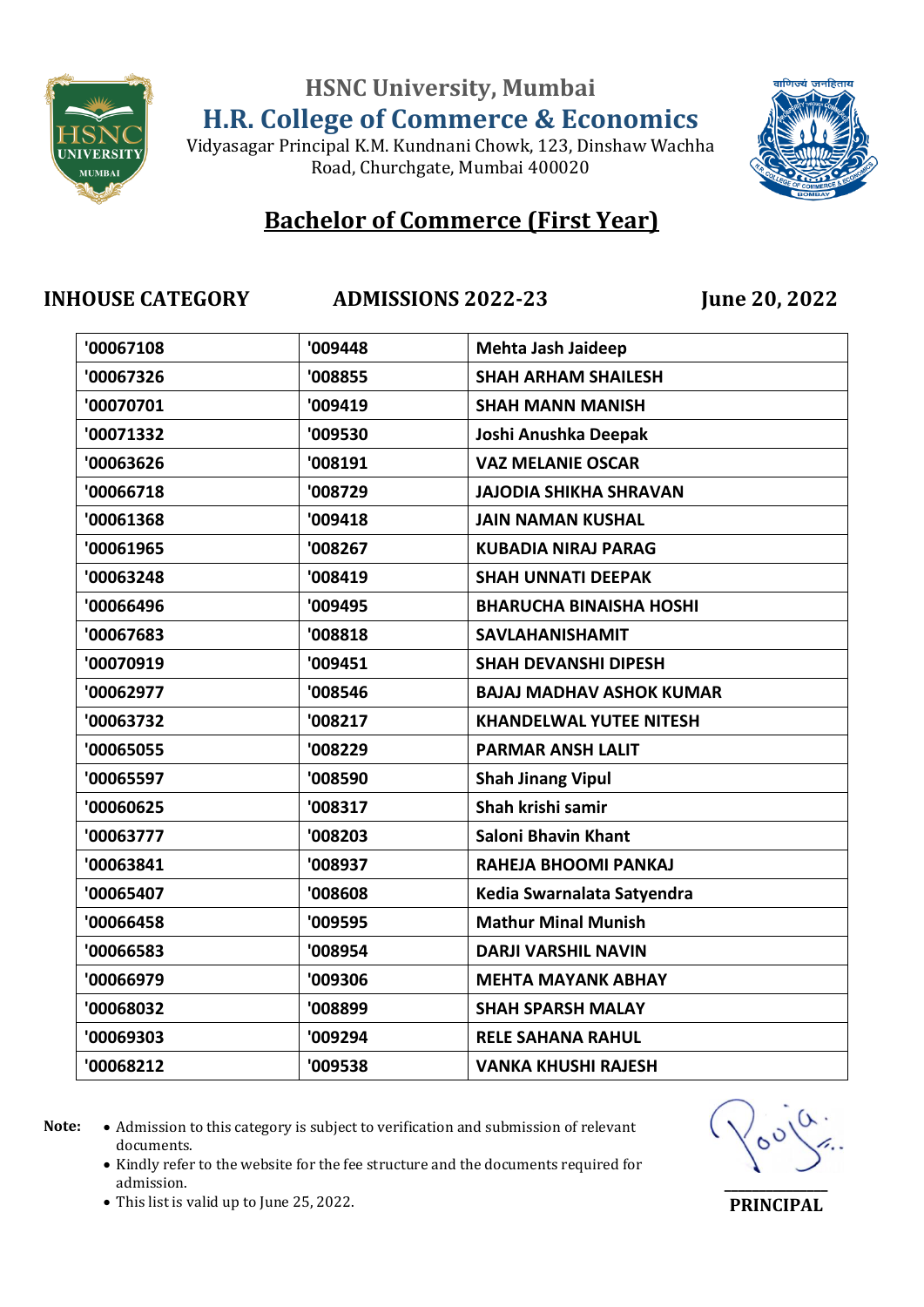# HSNC University, Mumbai

## H.R. College of Commerce & Economics

Vidyasagar Principal K.M. Kundnani Chowk, 123, Dinshaw Wachha Road, Churchgate, Mumbai 400020

## Bachelor of Commerce (First Year)

**INHOUSE CATEGORY** **ADMISSIONS 2022-23** **June 20, 2022**

| | | |
|---|---|---|
| '00067108 | '009448 | Mehta Jash Jaideep |
| '00067326 | '008855 | SHAH ARHAM SHAILESH |
| '00070701 | '009419 | SHAH MANN MANISH |
| '00071332 | '009530 | Joshi Anushka Deepak |
| '00063626 | '008191 | VAZ MELANIE OSCAR |
| '00066718 | '008729 | JAJODIA SHIKHA SHRAVAN |
| '00061368 | '009418 | JAIN NAMAN KUSHAL |
| '00061965 | '008267 | KUBADIA NIRAJ PARAG |
| '00063248 | '008419 | SHAH UNNATI DEEPAK |
| '00066496 | '009495 | BHARUCHA BINAISHA HOSHI |
| '00067683 | '008818 | SAVLAHANISHAMIT |
| '00070919 | '009451 | SHAH DEVANSHI DIPESH |
| '00062977 | '008546 | BAJAJ MADHAV ASHOK KUMAR |
| '00063732 | '008217 | KHANDELWAL YUTEE NITESH |
| '00065055 | '008229 | PARMAR ANSH LALIT |
| '00065597 | '008590 | Shah Jinang Vipul |
| '00060625 | '008317 | Shah krishi samir |
| '00063777 | '008203 | Saloni Bhavin Khant |
| '00063841 | '008937 | RAHEJA BHOOMI PANKAJ |
| '00065407 | '008608 | Kedia Swarnalata Satyendra |
| '00066458 | '009595 | Mathur Minal Munish |
| '00066583 | '008954 | DARJI VARSHIL NAVIN |
| '00066979 | '009306 | MEHTA MAYANK ABHAY |
| '00068032 | '008899 | SHAH SPARSH MALAY |
| '00069303 | '009294 | RELE SAHANA RAHUL |
| '00068212 | '009538 | VANKA KHUSHI RAJESH |

**Note:**
- Admission to this category is subject to verification and submission of relevant documents.
- Kindly refer to the website for the fee structure and the documents required for admission.
- This list is valid up to June 25, 2022.

**PRINCIPAL**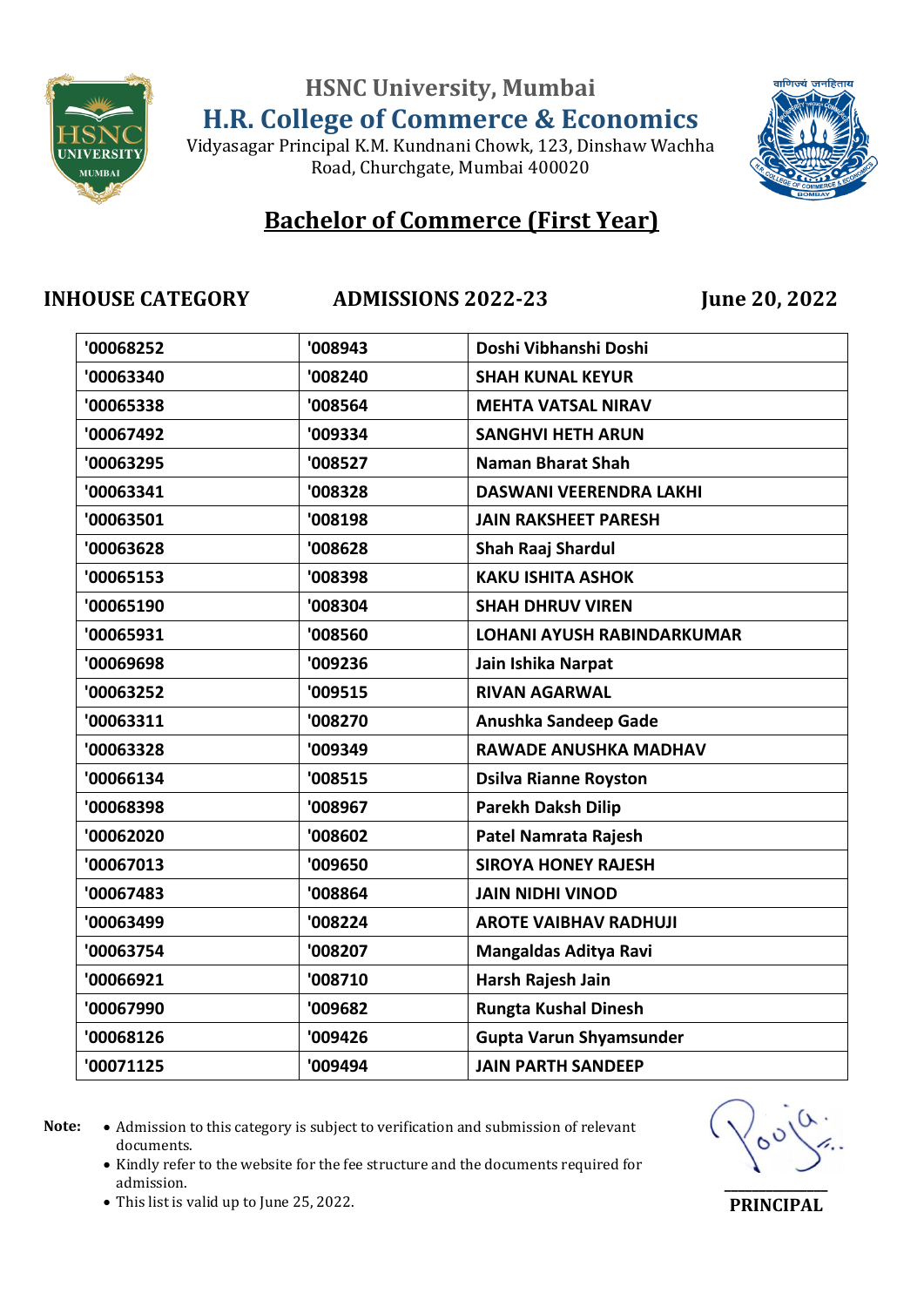# HSNC University, Mumbai

## H.R. College of Commerce & Economics

Vidyasagar Principal K.M. Kundnani Chowk, 123, Dinshaw Wachha Road, Churchgate, Mumbai 400020

वाणिज्यं जनहिताय

## Bachelor of Commerce (First Year)

**INHOUSE CATEGORY** **ADMISSIONS 2022-23** **June 20, 2022**

| | | |
|---|---|---|
| '00068252 | '008943 | Doshi Vibhanshi Doshi |
| '00063340 | '008240 | SHAH KUNAL KEYUR |
| '00065338 | '008564 | MEHTA VATSAL NIRAV |
| '00067492 | '009334 | SANGHVI HETH ARUN |
| '00063295 | '008527 | Naman Bharat Shah |
| '00063341 | '008328 | DASWANI VEERENDRA LAKHI |
| '00063501 | '008198 | JAIN RAKSHEET PARESH |
| '00063628 | '008628 | Shah Raaj Shardul |
| '00065153 | '008398 | KAKU ISHITA ASHOK |
| '00065190 | '008304 | SHAH DHRUV VIREN |
| '00065931 | '008560 | LOHANI AYUSH RABINDARKUMAR |
| '00069698 | '009236 | Jain Ishika Narpat |
| '00063252 | '009515 | RIVAN AGARWAL |
| '00063311 | '008270 | Anushka Sandeep Gade |
| '00063328 | '009349 | RAWADE ANUSHKA MADHAV |
| '00066134 | '008515 | Dsilva Rianne Royston |
| '00068398 | '008967 | Parekh Daksh Dilip |
| '00062020 | '008602 | Patel Namrata Rajesh |
| '00067013 | '009650 | SIROYA HONEY RAJESH |
| '00067483 | '008864 | JAIN NIDHI VINOD |
| '00063499 | '008224 | AROTE VAIBHAV RADHUJI |
| '00063754 | '008207 | Mangaldas Aditya Ravi |
| '00066921 | '008710 | Harsh Rajesh Jain |
| '00067990 | '009682 | Rungta Kushal Dinesh |
| '00068126 | '009426 | Gupta Varun Shyamsunder |
| '00071125 | '009494 | JAIN PARTH SANDEEP |

**Note:**

- Admission to this category is subject to verification and submission of relevant documents.
- Kindly refer to the website for the fee structure and the documents required for admission.
- This list is valid up to June 25, 2022.

**PRINCIPAL**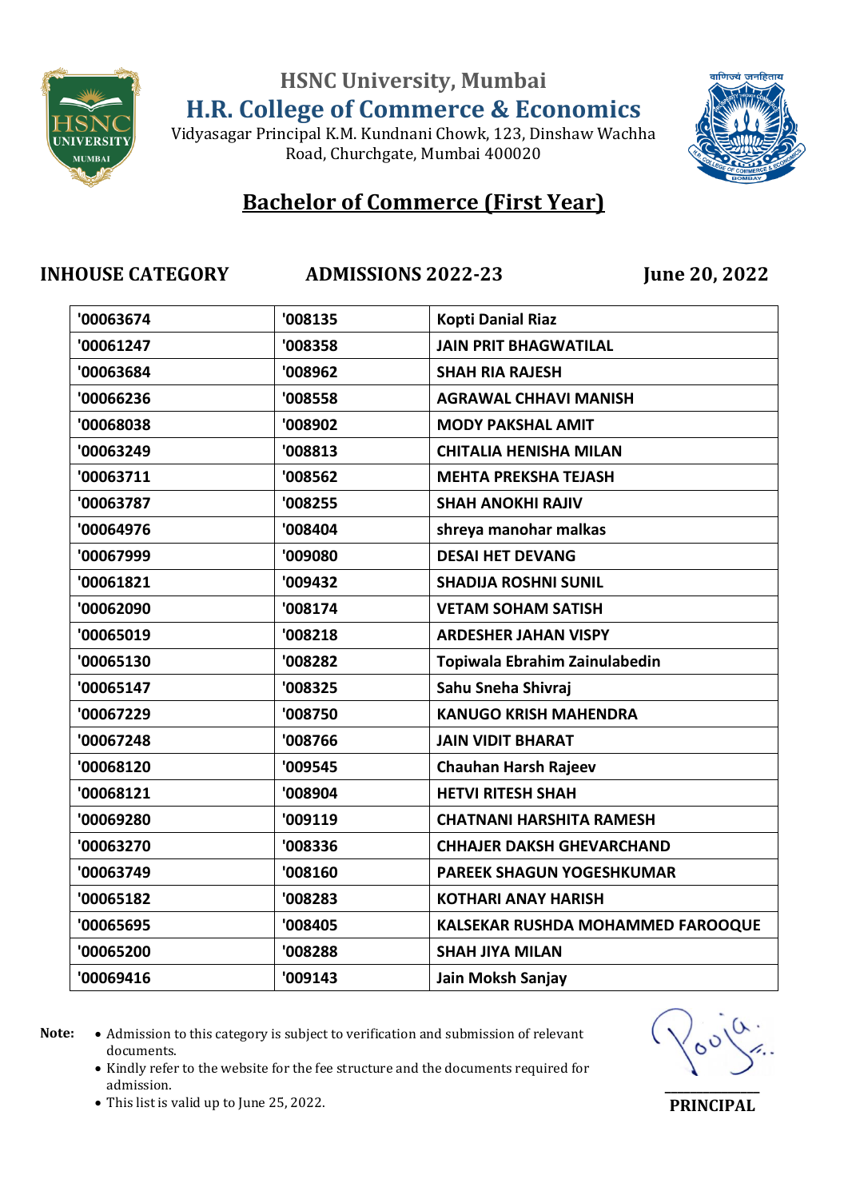HSNC University, Mumbai

# H.R. College of Commerce & Economics

Vidyasagar Principal K.M. Kundnani Chowk, 123, Dinshaw Wachha Road, Churchgate, Mumbai 400020

## Bachelor of Commerce (First Year)

**INHOUSE CATEGORY** **ADMISSIONS 2022-23** **June 20, 2022**

| | | |
|---|---|---|
| '00063674 | '008135 | Kopti Danial Riaz |
| '00061247 | '008358 | JAIN PRIT BHAGWATILAL |
| '00063684 | '008962 | SHAH RIA RAJESH |
| '00066236 | '008558 | AGRAWAL CHHAVI MANISH |
| '00068038 | '008902 | MODY PAKSHAL AMIT |
| '00063249 | '008813 | CHITALIA HENISHA MILAN |
| '00063711 | '008562 | MEHTA PREKSHA TEJASH |
| '00063787 | '008255 | SHAH ANOKHI RAJIV |
| '00064976 | '008404 | shreya manohar malkas |
| '00067999 | '009080 | DESAI HET DEVANG |
| '00061821 | '009432 | SHADIJA ROSHNI SUNIL |
| '00062090 | '008174 | VETAM SOHAM SATISH |
| '00065019 | '008218 | ARDESHER JAHAN VISPY |
| '00065130 | '008282 | Topiwala Ebrahim Zainulabedin |
| '00065147 | '008325 | Sahu Sneha Shivraj |
| '00067229 | '008750 | KANUGO KRISH MAHENDRA |
| '00067248 | '008766 | JAIN VIDIT BHARAT |
| '00068120 | '009545 | Chauhan Harsh Rajeev |
| '00068121 | '008904 | HETVI RITESH SHAH |
| '00069280 | '009119 | CHATNANI HARSHITA RAMESH |
| '00063270 | '008336 | CHHAJER DAKSH GHEVARCHAND |
| '00063749 | '008160 | PAREEK SHAGUN YOGESHKUMAR |
| '00065182 | '008283 | KOTHARI ANAY HARISH |
| '00065695 | '008405 | KALSEKAR RUSHDA MOHAMMED FAROOQUE |
| '00065200 | '008288 | SHAH JIYA MILAN |
| '00069416 | '009143 | Jain Moksh Sanjay |

**Note:**

- Admission to this category is subject to verification and submission of relevant documents.
- Kindly refer to the website for the fee structure and the documents required for admission.
- This list is valid up to June 25, 2022.

**PRINCIPAL**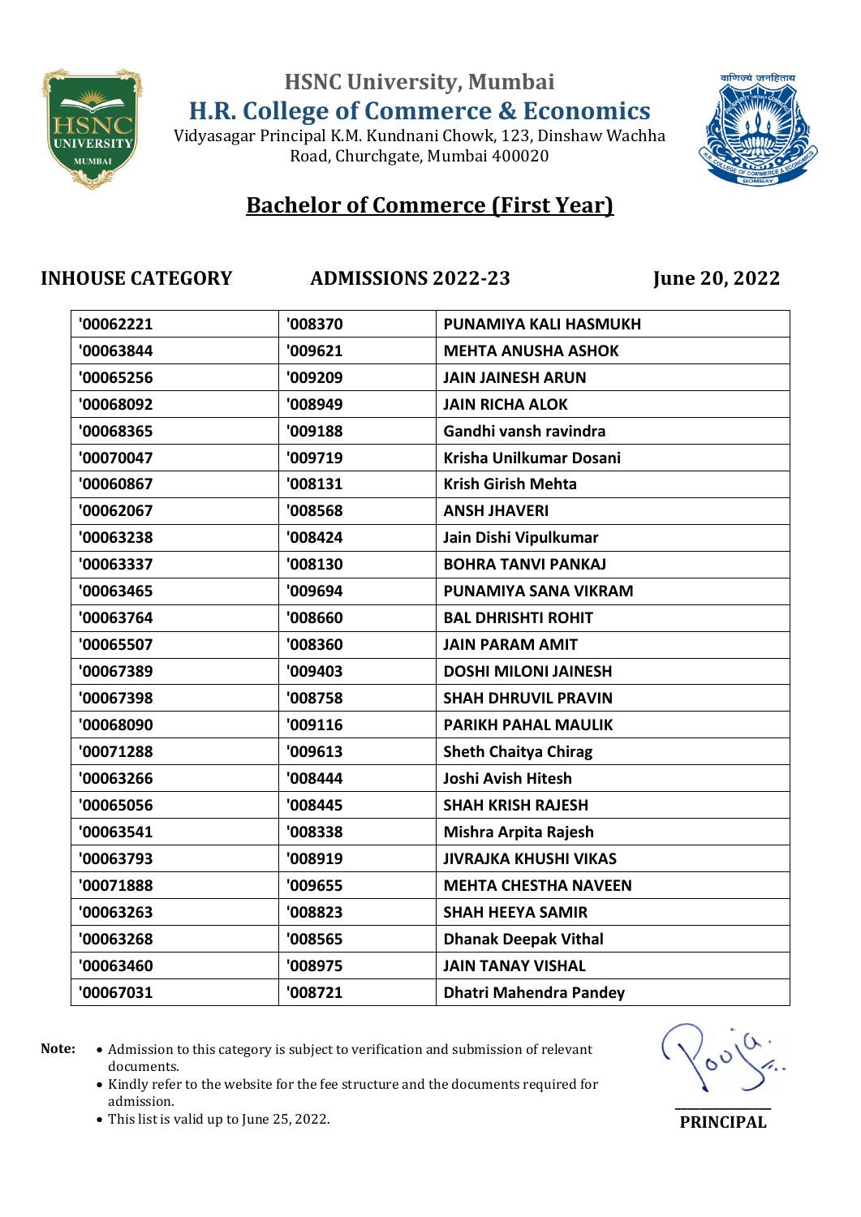# HSNC University, Mumbai

# H.R. College of Commerce & Economics

Vidyasagar Principal K.M. Kundnani Chowk, 123, Dinshaw Wachha Road, Churchgate, Mumbai 400020

## Bachelor of Commerce (First Year)

**INHOUSE CATEGORY** **ADMISSIONS 2022-23** **June 20, 2022**

| | | |
|---|---|---|
| '00062221 | '008370 | PUNAMIYA KALI HASMUKH |
| '00063844 | '009621 | MEHTA ANUSHA ASHOK |
| '00065256 | '009209 | JAIN JAINESH ARUN |
| '00068092 | '008949 | JAIN RICHA ALOK |
| '00068365 | '009188 | Gandhi vansh ravindra |
| '00070047 | '009719 | Krisha Unilkumar Dosani |
| '00060867 | '008131 | Krish Girish Mehta |
| '00062067 | '008568 | ANSH JHAVERI |
| '00063238 | '008424 | Jain Dishi Vipulkumar |
| '00063337 | '008130 | BOHRA TANVI PANKAJ |
| '00063465 | '009694 | PUNAMIYA SANA VIKRAM |
| '00063764 | '008660 | BAL DHRISHTI ROHIT |
| '00065507 | '008360 | JAIN PARAM AMIT |
| '00067389 | '009403 | DOSHI MILONI JAINESH |
| '00067398 | '008758 | SHAH DHRUVIL PRAVIN |
| '00068090 | '009116 | PARIKH PAHAL MAULIK |
| '00071288 | '009613 | Sheth Chaitya Chirag |
| '00063266 | '008444 | Joshi Avish Hitesh |
| '00065056 | '008445 | SHAH KRISH RAJESH |
| '00063541 | '008338 | Mishra Arpita Rajesh |
| '00063793 | '008919 | JIVRAJKA KHUSHI VIKAS |
| '00071888 | '009655 | MEHTA CHESTHA NAVEEN |
| '00063263 | '008823 | SHAH HEEYA SAMIR |
| '00063268 | '008565 | Dhanak Deepak Vithal |
| '00063460 | '008975 | JAIN TANAY VISHAL |
| '00067031 | '008721 | Dhatri Mahendra Pandey |

**Note:**

- Admission to this category is subject to verification and submission of relevant documents.
- Kindly refer to the website for the fee structure and the documents required for admission.
- This list is valid up to June 25, 2022.

**PRINCIPAL**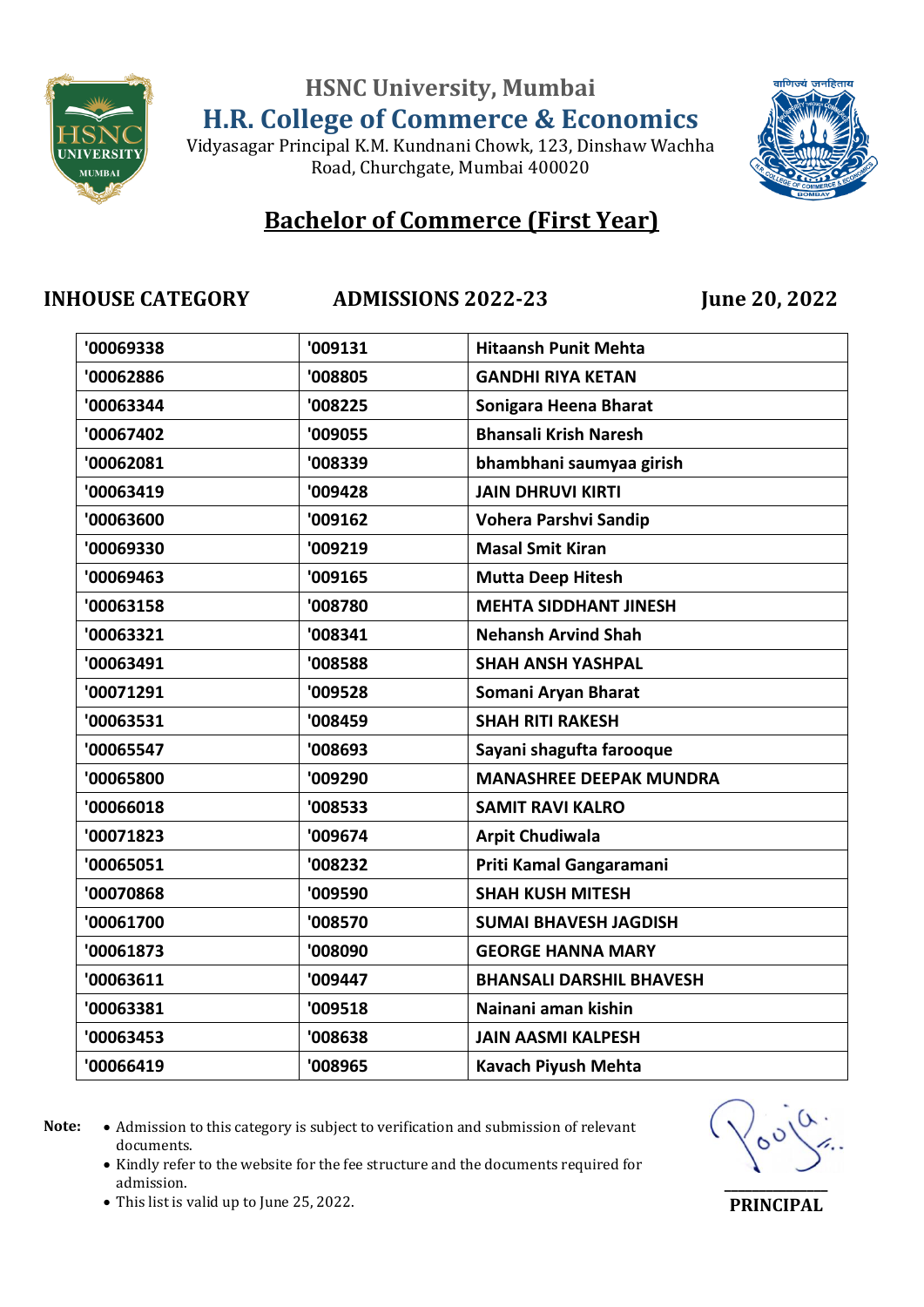# HSNC University, Mumbai

# H.R. College of Commerce & Economics

Vidyasagar Principal K.M. Kundnani Chowk, 123, Dinshaw Wachha Road, Churchgate, Mumbai 400020

## Bachelor of Commerce (First Year)

**INHOUSE CATEGORY** **ADMISSIONS 2022-23** **June 20, 2022**

| | | |
|---|---|---|
| '00069338 | '009131 | Hitaansh Punit Mehta |
| '00062886 | '008805 | GANDHI RIYA KETAN |
| '00063344 | '008225 | Sonigara Heena Bharat |
| '00067402 | '009055 | Bhansali Krish Naresh |
| '00062081 | '008339 | bhambhani saumyaa girish |
| '00063419 | '009428 | JAIN DHRUVI KIRTI |
| '00063600 | '009162 | Vohera Parshvi Sandip |
| '00069330 | '009219 | Masal Smit Kiran |
| '00069463 | '009165 | Mutta Deep Hitesh |
| '00063158 | '008780 | MEHTA SIDDHANT JINESH |
| '00063321 | '008341 | Nehansh Arvind Shah |
| '00063491 | '008588 | SHAH ANSH YASHPAL |
| '00071291 | '009528 | Somani Aryan Bharat |
| '00063531 | '008459 | SHAH RITI RAKESH |
| '00065547 | '008693 | Sayani shagufta farooque |
| '00065800 | '009290 | MANASHREE DEEPAK MUNDRA |
| '00066018 | '008533 | SAMIT RAVI KALRO |
| '00071823 | '009674 | Arpit Chudiwala |
| '00065051 | '008232 | Priti Kamal Gangaramani |
| '00070868 | '009590 | SHAH KUSH MITESH |
| '00061700 | '008570 | SUMAI BHAVESH JAGDISH |
| '00061873 | '008090 | GEORGE HANNA MARY |
| '00063611 | '009447 | BHANSALI DARSHIL BHAVESH |
| '00063381 | '009518 | Nainani aman kishin |
| '00063453 | '008638 | JAIN AASMI KALPESH |
| '00066419 | '008965 | Kavach Piyush Mehta |

**Note:**

- Admission to this category is subject to verification and submission of relevant documents.
- Kindly refer to the website for the fee structure and the documents required for admission.
- This list is valid up to June 25, 2022.

**PRINCIPAL**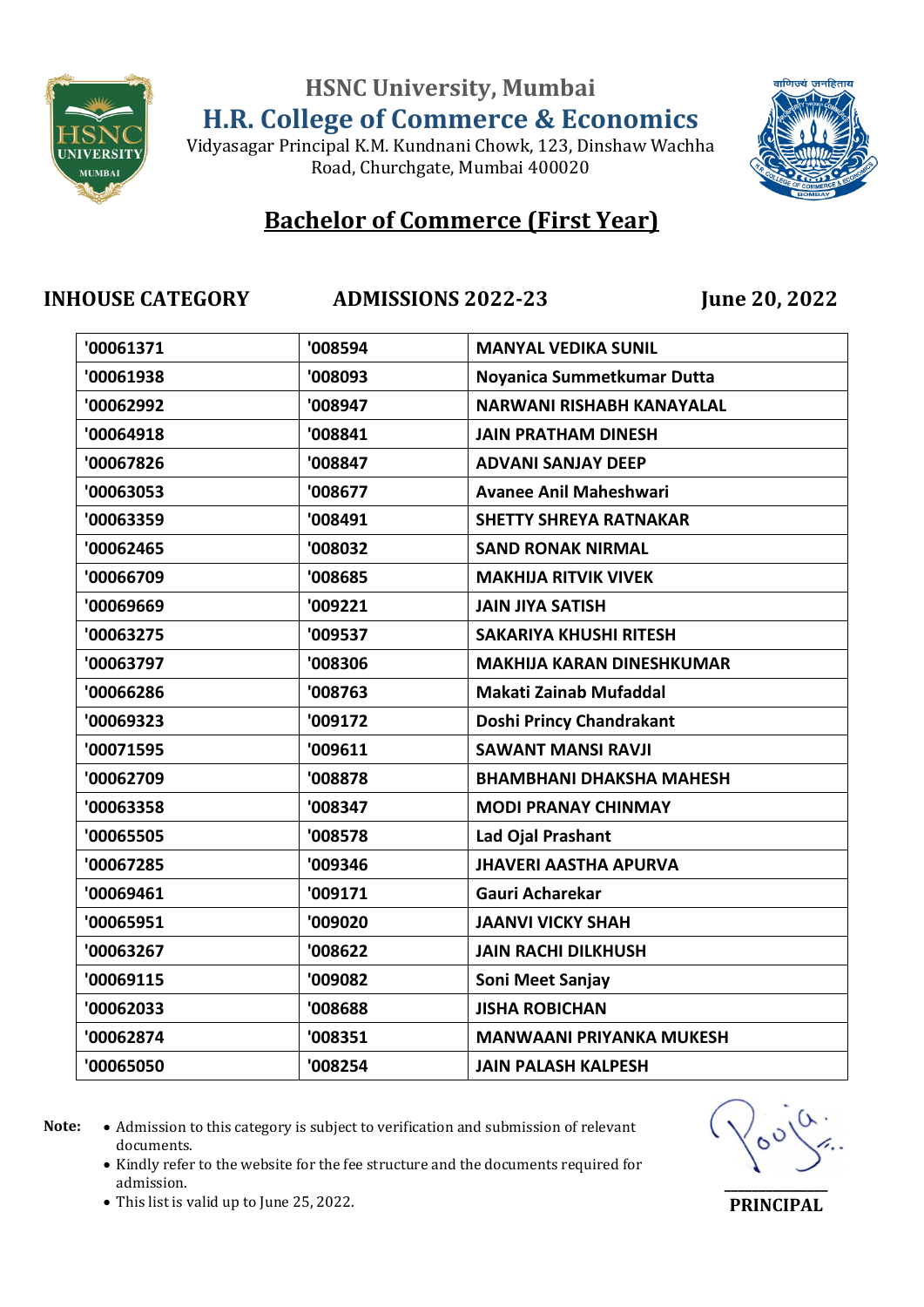HSNC University, Mumbai

# H.R. College of Commerce & Economics

Vidyasagar Principal K.M. Kundnani Chowk, 123, Dinshaw Wachha Road, Churchgate, Mumbai 400020

## Bachelor of Commerce (First Year)

**INHOUSE CATEGORY** **ADMISSIONS 2022-23** **June 20, 2022**

| | | |
|---|---|---|
| '00061371 | '008594 | MANYAL VEDIKA SUNIL |
| '00061938 | '008093 | Noyanica Summetkumar Dutta |
| '00062992 | '008947 | NARWANI RISHABH KANAYALAL |
| '00064918 | '008841 | JAIN PRATHAM DINESH |
| '00067826 | '008847 | ADVANI SANJAY DEEP |
| '00063053 | '008677 | Avanee Anil Maheshwari |
| '00063359 | '008491 | SHETTY SHREYA RATNAKAR |
| '00062465 | '008032 | SAND RONAK NIRMAL |
| '00066709 | '008685 | MAKHIJA RITVIK VIVEK |
| '00069669 | '009221 | JAIN JIYA SATISH |
| '00063275 | '009537 | SAKARIYA KHUSHI RITESH |
| '00063797 | '008306 | MAKHIJA KARAN DINESHKUMAR |
| '00066286 | '008763 | Makati Zainab Mufaddal |
| '00069323 | '009172 | Doshi Princy Chandrakant |
| '00071595 | '009611 | SAWANT MANSI RAVJI |
| '00062709 | '008878 | BHAMBHANI DHAKSHA MAHESH |
| '00063358 | '008347 | MODI PRANAY CHINMAY |
| '00065505 | '008578 | Lad Ojal Prashant |
| '00067285 | '009346 | JHAVERI AASTHA APURVA |
| '00069461 | '009171 | Gauri Acharekar |
| '00065951 | '009020 | JAANVI VICKY SHAH |
| '00063267 | '008622 | JAIN RACHI DILKHUSH |
| '00069115 | '009082 | Soni Meet Sanjay |
| '00062033 | '008688 | JISHA ROBICHAN |
| '00062874 | '008351 | MANWAANI PRIYANKA MUKESH |
| '00065050 | '008254 | JAIN PALASH KALPESH |

**Note:**

- Admission to this category is subject to verification and submission of relevant documents.
- Kindly refer to the website for the fee structure and the documents required for admission.
- This list is valid up to June 25, 2022.

**PRINCIPAL**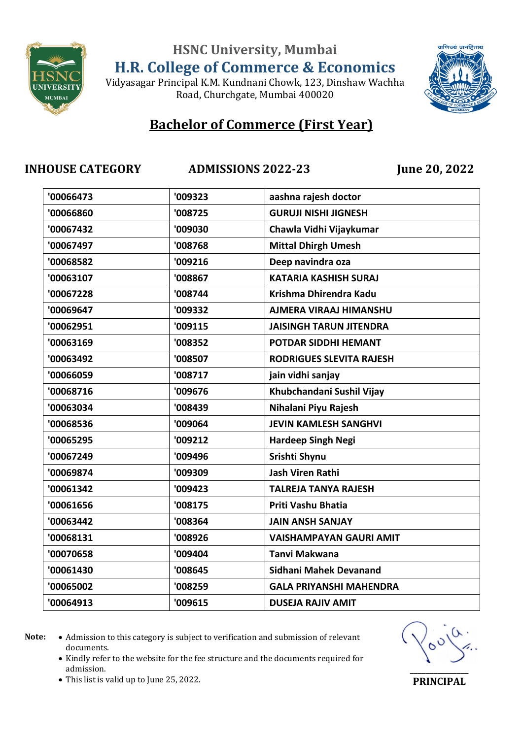HSNC University, Mumbai

# H.R. College of Commerce & Economics

Vidyasagar Principal K.M. Kundnani Chowk, 123, Dinshaw Wachha Road, Churchgate, Mumbai 400020

## Bachelor of Commerce (First Year)

**INHOUSE CATEGORY** **ADMISSIONS 2022-23** **June 20, 2022**

| | | |
|---|---|---|
| '00066473 | '009323 | aashna rajesh doctor |
| '00066860 | '008725 | GURUJI NISHI JIGNESH |
| '00067432 | '009030 | Chawla Vidhi Vijaykumar |
| '00067497 | '008768 | Mittal Dhirgh Umesh |
| '00068582 | '009216 | Deep navindra oza |
| '00063107 | '008867 | KATARIA KASHISH SURAJ |
| '00067228 | '008744 | Krishma Dhirendra Kadu |
| '00069647 | '009332 | AJMERA VIRAAJ HIMANSHU |
| '00062951 | '009115 | JAISINGH TARUN JITENDRA |
| '00063169 | '008352 | POTDAR SIDDHI HEMANT |
| '00063492 | '008507 | RODRIGUES SLEVITA RAJESH |
| '00066059 | '008717 | jain vidhi sanjay |
| '00068716 | '009676 | Khubchandani Sushil Vijay |
| '00063034 | '008439 | Nihalani Piyu Rajesh |
| '00068536 | '009064 | JEVIN KAMLESH SANGHVI |
| '00065295 | '009212 | Hardeep Singh Negi |
| '00067249 | '009496 | Srishti Shynu |
| '00069874 | '009309 | Jash Viren Rathi |
| '00061342 | '009423 | TALREJA TANYA RAJESH |
| '00061656 | '008175 | Priti Vashu Bhatia |
| '00063442 | '008364 | JAIN ANSH SANJAY |
| '00068131 | '008926 | VAISHAMPAYAN GAURI AMIT |
| '00070658 | '009404 | Tanvi Makwana |
| '00061430 | '008645 | Sidhani Mahek Devanand |
| '00065002 | '008259 | GALA PRIYANSHI MAHENDRA |
| '00064913 | '009615 | DUSEJA RAJIV AMIT |

**Note:**
- Admission to this category is subject to verification and submission of relevant documents.
- Kindly refer to the website for the fee structure and the documents required for admission.
- This list is valid up to June 25, 2022.

**PRINCIPAL**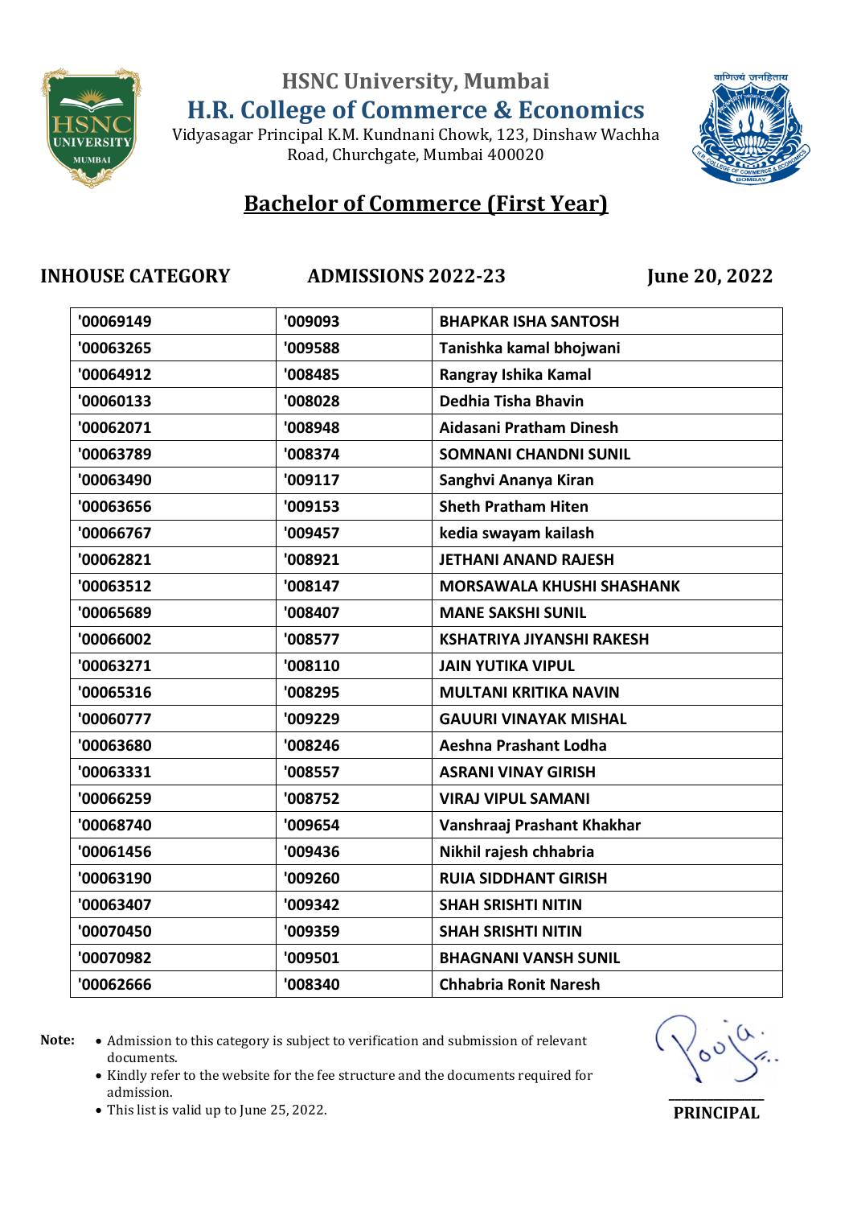HSNC University, Mumbai

# H.R. College of Commerce & Economics

Vidyasagar Principal K.M. Kundnani Chowk, 123, Dinshaw Wachha Road, Churchgate, Mumbai 400020

## Bachelor of Commerce (First Year)

**INHOUSE CATEGORY** **ADMISSIONS 2022-23** **June 20, 2022**

| | | |
|---|---|---|
| '00069149 | '009093 | BHAPKAR ISHA SANTOSH |
| '00063265 | '009588 | Tanishka kamal bhojwani |
| '00064912 | '008485 | Rangray Ishika Kamal |
| '00060133 | '008028 | Dedhia Tisha Bhavin |
| '00062071 | '008948 | Aidasani Pratham Dinesh |
| '00063789 | '008374 | SOMNANI CHANDNI SUNIL |
| '00063490 | '009117 | Sanghvi Ananya Kiran |
| '00063656 | '009153 | Sheth Pratham Hiten |
| '00066767 | '009457 | kedia swayam kailash |
| '00062821 | '008921 | JETHANI ANAND RAJESH |
| '00063512 | '008147 | MORSAWALA KHUSHI SHASHANK |
| '00065689 | '008407 | MANE SAKSHI SUNIL |
| '00066002 | '008577 | KSHATRIYA JIYANSHI RAKESH |
| '00063271 | '008110 | JAIN YUTIKA VIPUL |
| '00065316 | '008295 | MULTANI KRITIKA NAVIN |
| '00060777 | '009229 | GAUURI VINAYAK MISHAL |
| '00063680 | '008246 | Aeshna Prashant Lodha |
| '00063331 | '008557 | ASRANI VINAY GIRISH |
| '00066259 | '008752 | VIRAJ VIPUL SAMANI |
| '00068740 | '009654 | Vanshraaj Prashant Khakhar |
| '00061456 | '009436 | Nikhil rajesh chhabria |
| '00063190 | '009260 | RUIA SIDDHANT GIRISH |
| '00063407 | '009342 | SHAH SRISHTI NITIN |
| '00070450 | '009359 | SHAH SRISHTI NITIN |
| '00070982 | '009501 | BHAGNANI VANSH SUNIL |
| '00062666 | '008340 | Chhabria Ronit Naresh |

**Note:**

- Admission to this category is subject to verification and submission of relevant documents.
- Kindly refer to the website for the fee structure and the documents required for admission.
- This list is valid up to June 25, 2022.

**PRINCIPAL**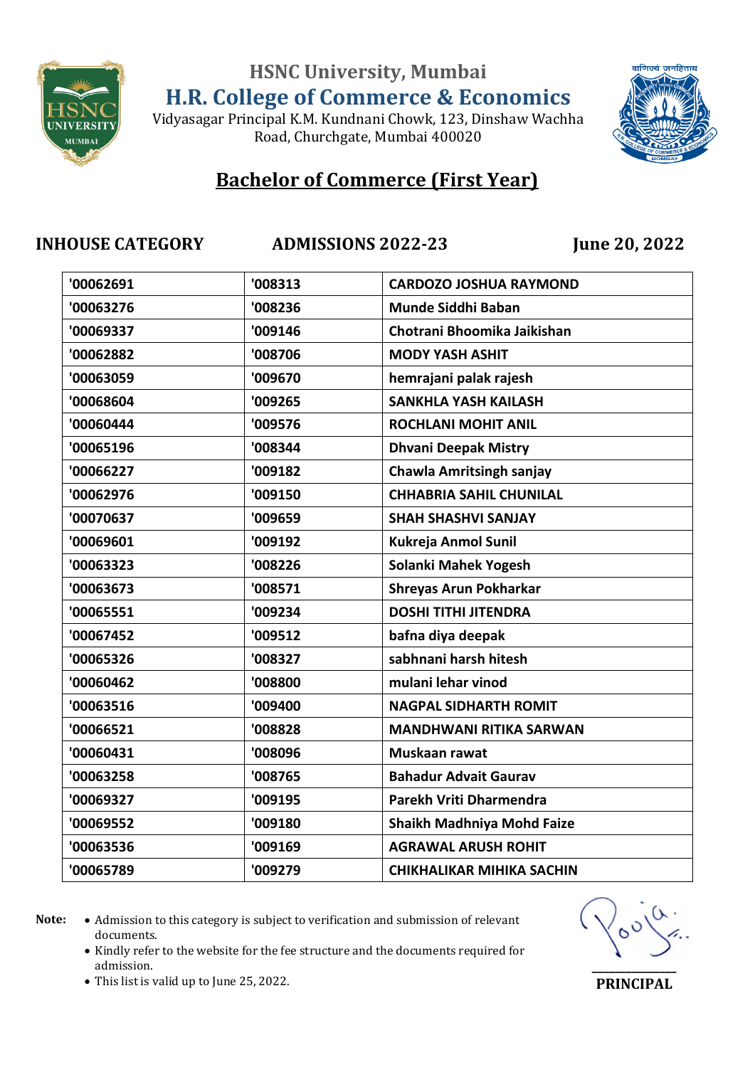# HSNC University, Mumbai

## H.R. College of Commerce & Economics

Vidyasagar Principal K.M. Kundnani Chowk, 123, Dinshaw Wachha Road, Churchgate, Mumbai 400020

## Bachelor of Commerce (First Year)

**INHOUSE CATEGORY** **ADMISSIONS 2022-23** **June 20, 2022**

| | | |
|---|---|---|
| '00062691 | '008313 | CARDOZO JOSHUA RAYMOND |
| '00063276 | '008236 | Munde Siddhi Baban |
| '00069337 | '009146 | Chotrani Bhoomika Jaikishan |
| '00062882 | '008706 | MODY YASH ASHIT |
| '00063059 | '009670 | hemrajani palak rajesh |
| '00068604 | '009265 | SANKHLA YASH KAILASH |
| '00060444 | '009576 | ROCHLANI MOHIT ANIL |
| '00065196 | '008344 | Dhvani Deepak Mistry |
| '00066227 | '009182 | Chawla Amritsingh sanjay |
| '00062976 | '009150 | CHHABRIA SAHIL CHUNILAL |
| '00070637 | '009659 | SHAH SHASHVI SANJAY |
| '00069601 | '009192 | Kukreja Anmol Sunil |
| '00063323 | '008226 | Solanki Mahek Yogesh |
| '00063673 | '008571 | Shreyas Arun Pokharkar |
| '00065551 | '009234 | DOSHI TITHI JITENDRA |
| '00067452 | '009512 | bafna diya deepak |
| '00065326 | '008327 | sabhnani harsh hitesh |
| '00060462 | '008800 | mulani lehar vinod |
| '00063516 | '009400 | NAGPAL SIDHARTH ROMIT |
| '00066521 | '008828 | MANDHWANI RITIKA SARWAN |
| '00060431 | '008096 | Muskaan rawat |
| '00063258 | '008765 | Bahadur Advait Gaurav |
| '00069327 | '009195 | Parekh Vriti Dharmendra |
| '00069552 | '009180 | Shaikh Madhniya Mohd Faize |
| '00063536 | '009169 | AGRAWAL ARUSH ROHIT |
| '00065789 | '009279 | CHIKHALIKAR MIHIKA SACHIN |

**Note:**
- Admission to this category is subject to verification and submission of relevant documents.
- Kindly refer to the website for the fee structure and the documents required for admission.
- This list is valid up to June 25, 2022.

**PRINCIPAL**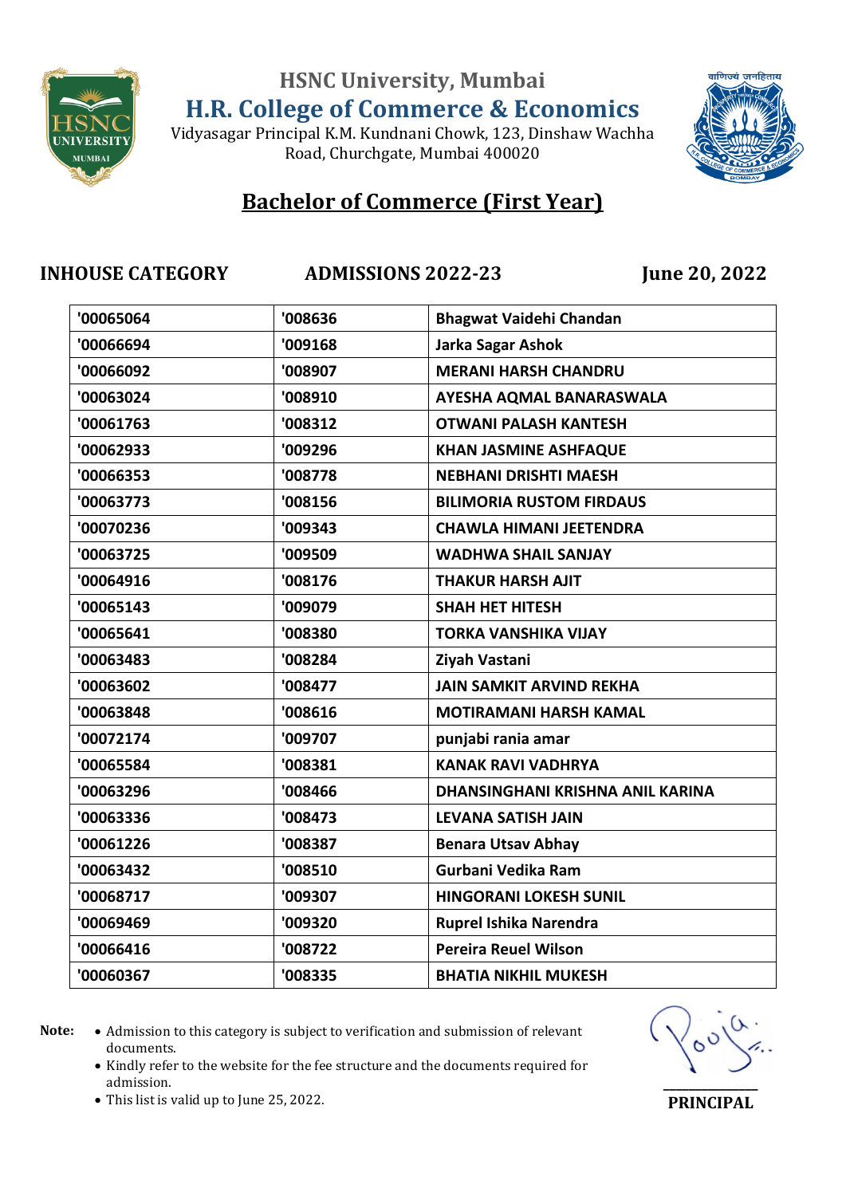HSNC University, Mumbai

# H.R. College of Commerce & Economics

Vidyasagar Principal K.M. Kundnani Chowk, 123, Dinshaw Wachha Road, Churchgate, Mumbai 400020

## Bachelor of Commerce (First Year)

**INHOUSE CATEGORY** **ADMISSIONS 2022-23** **June 20, 2022**

| | | |
|---|---|---|
| '00065064 | '008636 | Bhagwat Vaidehi Chandan |
| '00066694 | '009168 | Jarka Sagar Ashok |
| '00066092 | '008907 | MERANI HARSH CHANDRU |
| '00063024 | '008910 | AYESHA AQMAL BANARASWALA |
| '00061763 | '008312 | OTWANI PALASH KANTESH |
| '00062933 | '009296 | KHAN JASMINE ASHFAQUE |
| '00066353 | '008778 | NEBHANI DRISHTI MAESH |
| '00063773 | '008156 | BILIMORIA RUSTOM FIRDAUS |
| '00070236 | '009343 | CHAWLA HIMANI JEETENDRA |
| '00063725 | '009509 | WADHWA SHAIL SANJAY |
| '00064916 | '008176 | THAKUR HARSH AJIT |
| '00065143 | '009079 | SHAH HET HITESH |
| '00065641 | '008380 | TORKA VANSHIKA VIJAY |
| '00063483 | '008284 | Ziyah Vastani |
| '00063602 | '008477 | JAIN SAMKIT ARVIND REKHA |
| '00063848 | '008616 | MOTIRAMANI HARSH KAMAL |
| '00072174 | '009707 | punjabi rania amar |
| '00065584 | '008381 | KANAK RAVI VADHRYA |
| '00063296 | '008466 | DHANSINGHANI KRISHNA ANIL KARINA |
| '00063336 | '008473 | LEVANA SATISH JAIN |
| '00061226 | '008387 | Benara Utsav Abhay |
| '00063432 | '008510 | Gurbani Vedika Ram |
| '00068717 | '009307 | HINGORANI LOKESH SUNIL |
| '00069469 | '009320 | Ruprel Ishika Narendra |
| '00066416 | '008722 | Pereira Reuel Wilson |
| '00060367 | '008335 | BHATIA NIKHIL MUKESH |

**Note:**
- Admission to this category is subject to verification and submission of relevant documents.
- Kindly refer to the website for the fee structure and the documents required for admission.
- This list is valid up to June 25, 2022.

**PRINCIPAL**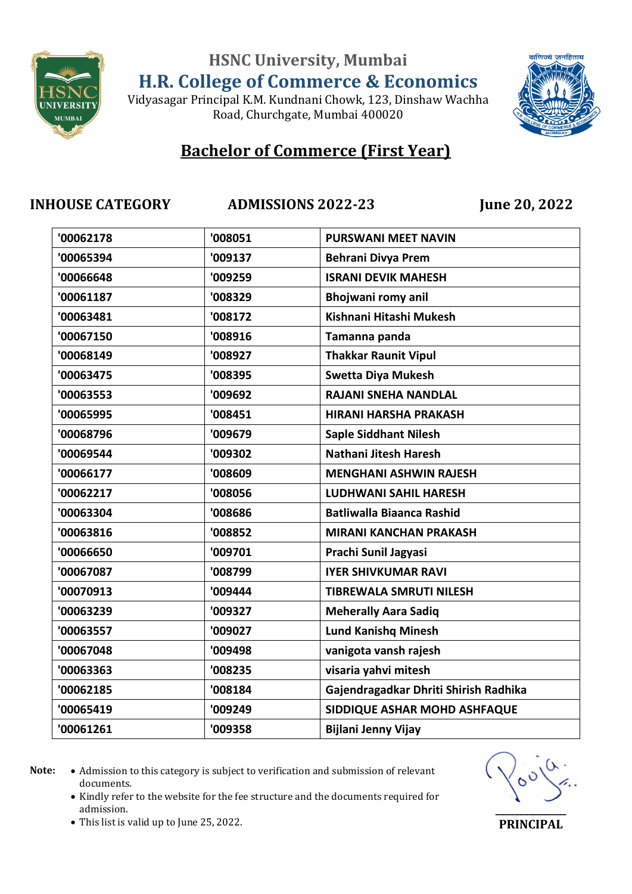HSNC University, Mumbai

# H.R. College of Commerce & Economics

Vidyasagar Principal K.M. Kundnani Chowk, 123, Dinshaw Wachha Road, Churchgate, Mumbai 400020

## Bachelor of Commerce (First Year)

**INHOUSE CATEGORY** **ADMISSIONS 2022-23** **June 20, 2022**

| | | |
|---|---|---|
| '00062178 | '008051 | PURSWANI MEET NAVIN |
| '00065394 | '009137 | Behrani Divya Prem |
| '00066648 | '009259 | ISRANI DEVIK MAHESH |
| '00061187 | '008329 | Bhojwani romy anil |
| '00063481 | '008172 | Kishnani Hitashi Mukesh |
| '00067150 | '008916 | Tamanna panda |
| '00068149 | '008927 | Thakkar Raunit Vipul |
| '00063475 | '008395 | Swetta Diya Mukesh |
| '00063553 | '009692 | RAJANI SNEHA NANDLAL |
| '00065995 | '008451 | HIRANI HARSHA PRAKASH |
| '00068796 | '009679 | Saple Siddhant Nilesh |
| '00069544 | '009302 | Nathani Jitesh Haresh |
| '00066177 | '008609 | MENGHANI ASHWIN RAJESH |
| '00062217 | '008056 | LUDHWANI SAHIL HARESH |
| '00063304 | '008686 | Batliwalla Biaanca Rashid |
| '00063816 | '008852 | MIRANI KANCHAN PRAKASH |
| '00066650 | '009701 | Prachi Sunil Jagyasi |
| '00067087 | '008799 | IYER SHIVKUMAR RAVI |
| '00070913 | '009444 | TIBREWALA SMRUTI NILESH |
| '00063239 | '009327 | Meherally Aara Sadiq |
| '00063557 | '009027 | Lund Kanishq Minesh |
| '00067048 | '009498 | vanigota vansh rajesh |
| '00063363 | '008235 | visaria yahvi mitesh |
| '00062185 | '008184 | Gajendragadkar Dhriti Shirish Radhika |
| '00065419 | '009249 | SIDDIQUE ASHAR MOHD ASHFAQUE |
| '00061261 | '009358 | Bijlani Jenny Vijay |

**Note:**

- Admission to this category is subject to verification and submission of relevant documents.
- Kindly refer to the website for the fee structure and the documents required for admission.
- This list is valid up to June 25, 2022.

**PRINCIPAL**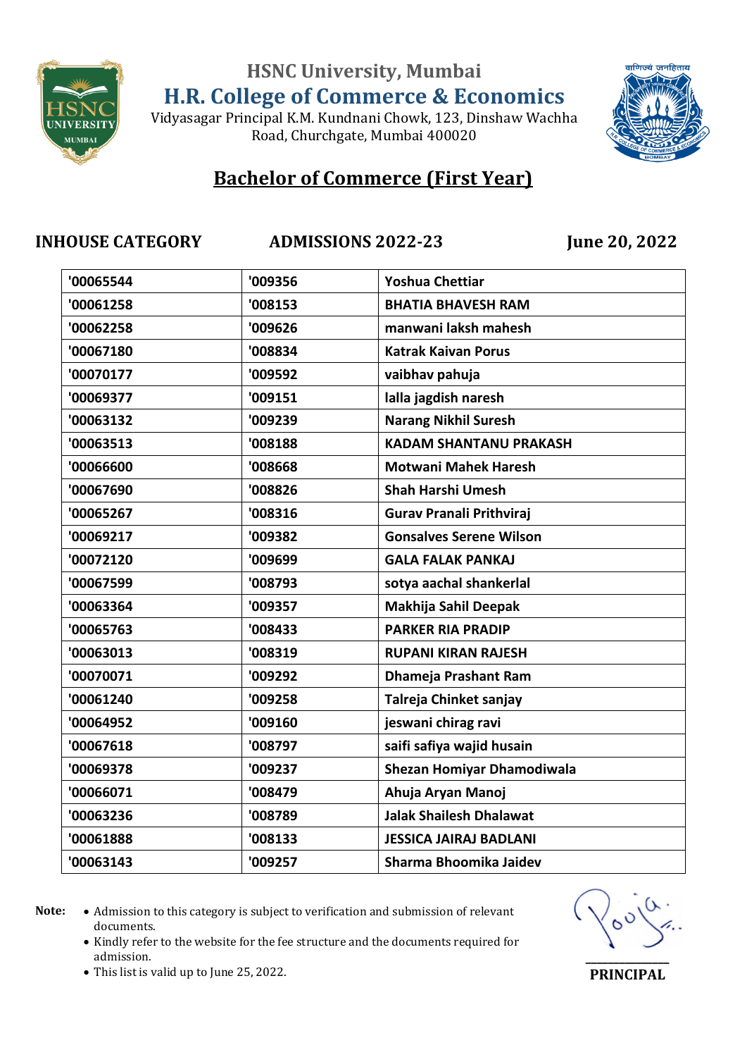# HSNC University, Mumbai

## H.R. College of Commerce & Economics

Vidyasagar Principal K.M. Kundnani Chowk, 123, Dinshaw Wachha Road, Churchgate, Mumbai 400020

## Bachelor of Commerce (First Year)

**INHOUSE CATEGORY** **ADMISSIONS 2022-23** **June 20, 2022**

| | | |
|---|---|---|
| '00065544 | '009356 | Yoshua Chettiar |
| '00061258 | '008153 | BHATIA BHAVESH RAM |
| '00062258 | '009626 | manwani laksh mahesh |
| '00067180 | '008834 | Katrak Kaivan Porus |
| '00070177 | '009592 | vaibhav pahuja |
| '00069377 | '009151 | lalla jagdish naresh |
| '00063132 | '009239 | Narang Nikhil Suresh |
| '00063513 | '008188 | KADAM SHANTANU PRAKASH |
| '00066600 | '008668 | Motwani Mahek Haresh |
| '00067690 | '008826 | Shah Harshi Umesh |
| '00065267 | '008316 | Gurav Pranali Prithviraj |
| '00069217 | '009382 | Gonsalves Serene Wilson |
| '00072120 | '009699 | GALA FALAK PANKAJ |
| '00067599 | '008793 | sotya aachal shankerlal |
| '00063364 | '009357 | Makhija Sahil Deepak |
| '00065763 | '008433 | PARKER RIA PRADIP |
| '00063013 | '008319 | RUPANI KIRAN RAJESH |
| '00070071 | '009292 | Dhameja Prashant Ram |
| '00061240 | '009258 | Talreja Chinket sanjay |
| '00064952 | '009160 | jeswani chirag ravi |
| '00067618 | '008797 | saifi safiya wajid husain |
| '00069378 | '009237 | Shezan Homiyar Dhamodiwala |
| '00066071 | '008479 | Ahuja Aryan Manoj |
| '00063236 | '008789 | Jalak Shailesh Dhalawat |
| '00061888 | '008133 | JESSICA JAIRAJ BADLANI |
| '00063143 | '009257 | Sharma Bhoomika Jaidev |

**Note:**
- Admission to this category is subject to verification and submission of relevant documents.
- Kindly refer to the website for the fee structure and the documents required for admission.
- This list is valid up to June 25, 2022.

**PRINCIPAL**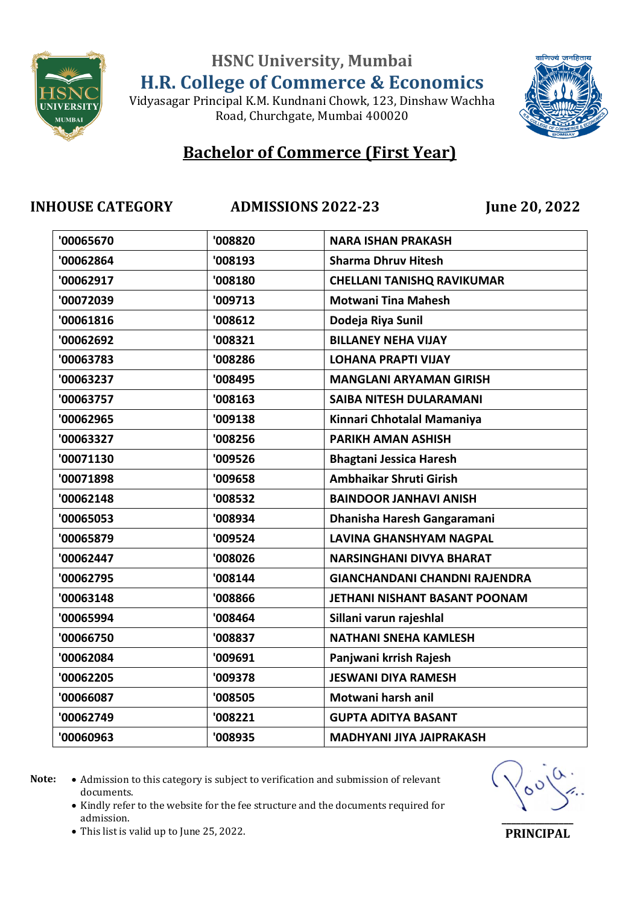# HSNC University, Mumbai

## H.R. College of Commerce & Economics

Vidyasagar Principal K.M. Kundnani Chowk, 123, Dinshaw Wachha Road, Churchgate, Mumbai 400020

## Bachelor of Commerce (First Year)

**INHOUSE CATEGORY** **ADMISSIONS 2022-23** **June 20, 2022**

| | | |
|---|---|---|
| '00065670 | '008820 | NARA ISHAN PRAKASH |
| '00062864 | '008193 | Sharma Dhruv Hitesh |
| '00062917 | '008180 | CHELLANI TANISHQ RAVIKUMAR |
| '00072039 | '009713 | Motwani Tina Mahesh |
| '00061816 | '008612 | Dodeja Riya Sunil |
| '00062692 | '008321 | BILLANEY NEHA VIJAY |
| '00063783 | '008286 | LOHANA PRAPTI VIJAY |
| '00063237 | '008495 | MANGLANI ARYAMAN GIRISH |
| '00063757 | '008163 | SAIBA NITESH DULARAMANI |
| '00062965 | '009138 | Kinnari Chhotalal Mamaniya |
| '00063327 | '008256 | PARIKH AMAN ASHISH |
| '00071130 | '009526 | Bhagtani Jessica Haresh |
| '00071898 | '009658 | Ambhaikar Shruti Girish |
| '00062148 | '008532 | BAINDOOR JANHAVI ANISH |
| '00065053 | '008934 | Dhanisha Haresh Gangaramani |
| '00065879 | '009524 | LAVINA GHANSHYAM NAGPAL |
| '00062447 | '008026 | NARSINGHANI DIVYA BHARAT |
| '00062795 | '008144 | GIANCHANDANI CHANDNI RAJENDRA |
| '00063148 | '008866 | JETHANI NISHANT BASANT POONAM |
| '00065994 | '008464 | Sillani varun rajeshlal |
| '00066750 | '008837 | NATHANI SNEHA KAMLESH |
| '00062084 | '009691 | Panjwani krrish Rajesh |
| '00062205 | '009378 | JESWANI DIYA RAMESH |
| '00066087 | '008505 | Motwani harsh anil |
| '00062749 | '008221 | GUPTA ADITYA BASANT |
| '00060963 | '008935 | MADHYANI JIYA JAIPRAKASH |

**Note:**

- Admission to this category is subject to verification and submission of relevant documents.
- Kindly refer to the website for the fee structure and the documents required for admission.
- This list is valid up to June 25, 2022.

**PRINCIPAL**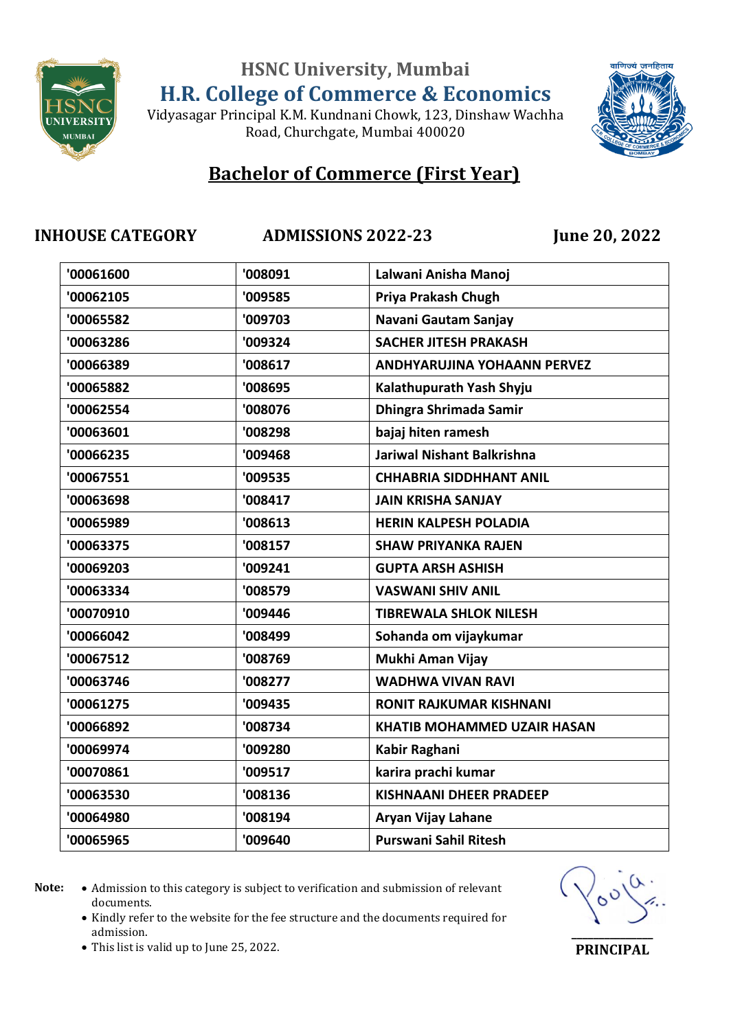# HSNC University, Mumbai

## H.R. College of Commerce & Economics

Vidyasagar Principal K.M. Kundnani Chowk, 123, Dinshaw Wachha Road, Churchgate, Mumbai 400020

## Bachelor of Commerce (First Year)

**INHOUSE CATEGORY** **ADMISSIONS 2022-23** **June 20, 2022**

| | | |
|---|---|---|
| '00061600 | '008091 | Lalwani Anisha Manoj |
| '00062105 | '009585 | Priya Prakash Chugh |
| '00065582 | '009703 | Navani Gautam Sanjay |
| '00063286 | '009324 | SACHER JITESH PRAKASH |
| '00066389 | '008617 | ANDHYARUJINA YOHAANN PERVEZ |
| '00065882 | '008695 | Kalathupurath Yash Shyju |
| '00062554 | '008076 | Dhingra Shrimada Samir |
| '00063601 | '008298 | bajaj hiten ramesh |
| '00066235 | '009468 | Jariwal Nishant Balkrishna |
| '00067551 | '009535 | CHHABRIA SIDDHHANT ANIL |
| '00063698 | '008417 | JAIN KRISHA SANJAY |
| '00065989 | '008613 | HERIN KALPESH POLADIA |
| '00063375 | '008157 | SHAW PRIYANKA RAJEN |
| '00069203 | '009241 | GUPTA ARSH ASHISH |
| '00063334 | '008579 | VASWANI SHIV ANIL |
| '00070910 | '009446 | TIBREWALA SHLOK NILESH |
| '00066042 | '008499 | Sohanda om vijaykumar |
| '00067512 | '008769 | Mukhi Aman Vijay |
| '00063746 | '008277 | WADHWA VIVAN RAVI |
| '00061275 | '009435 | RONIT RAJKUMAR KISHNANI |
| '00066892 | '008734 | KHATIB MOHAMMED UZAIR HASAN |
| '00069974 | '009280 | Kabir Raghani |
| '00070861 | '009517 | karira prachi kumar |
| '00063530 | '008136 | KISHNAANI DHEER PRADEEP |
| '00064980 | '008194 | Aryan Vijay Lahane |
| '00065965 | '009640 | Purswani Sahil Ritesh |

**Note:**

- Admission to this category is subject to verification and submission of relevant documents.
- Kindly refer to the website for the fee structure and the documents required for admission.
- This list is valid up to June 25, 2022.

**PRINCIPAL**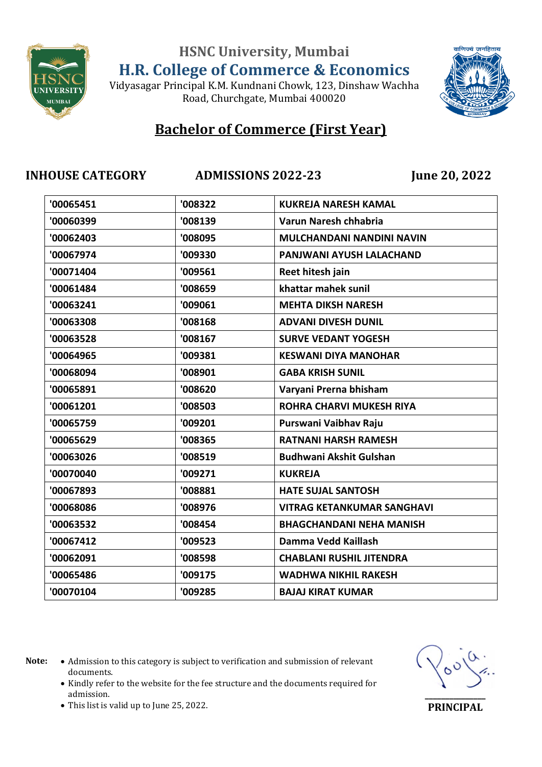HSNC University, Mumbai

# H.R. College of Commerce & Economics

Vidyasagar Principal K.M. Kundnani Chowk, 123, Dinshaw Wachha Road, Churchgate, Mumbai 400020

## Bachelor of Commerce (First Year)

**INHOUSE CATEGORY** **ADMISSIONS 2022-23** **June 20, 2022**

| | | |
|---|---|---|
| '00065451 | '008322 | KUKREJA NARESH KAMAL |
| '00060399 | '008139 | Varun Naresh chhabria |
| '00062403 | '008095 | MULCHANDANI NANDINI NAVIN |
| '00067974 | '009330 | PANJWANI AYUSH LALACHAND |
| '00071404 | '009561 | Reet hitesh jain |
| '00061484 | '008659 | khattar mahek sunil |
| '00063241 | '009061 | MEHTA DIKSH NARESH |
| '00063308 | '008168 | ADVANI DIVESH DUNIL |
| '00063528 | '008167 | SURVE VEDANT YOGESH |
| '00064965 | '009381 | KESWANI DIYA MANOHAR |
| '00068094 | '008901 | GABA KRISH SUNIL |
| '00065891 | '008620 | Varyani Prerna bhisham |
| '00061201 | '008503 | ROHRA CHARVI MUKESH RIYA |
| '00065759 | '009201 | Purswani Vaibhav Raju |
| '00065629 | '008365 | RATNANI HARSH RAMESH |
| '00063026 | '008519 | Budhwani Akshit Gulshan |
| '00070040 | '009271 | KUKREJA |
| '00067893 | '008881 | HATE SUJAL SANTOSH |
| '00068086 | '008976 | VITRAG KETANKUMAR SANGHAVI |
| '00063532 | '008454 | BHAGCHANDANI NEHA MANISH |
| '00067412 | '009523 | Damma Vedd Kaillash |
| '00062091 | '008598 | CHABLANI RUSHIL JITENDRA |
| '00065486 | '009175 | WADHWA NIKHIL RAKESH |
| '00070104 | '009285 | BAJAJ KIRAT KUMAR |

**Note:**

- Admission to this category is subject to verification and submission of relevant documents.
- Kindly refer to the website for the fee structure and the documents required for admission.
- This list is valid up to June 25, 2022.

**PRINCIPAL**